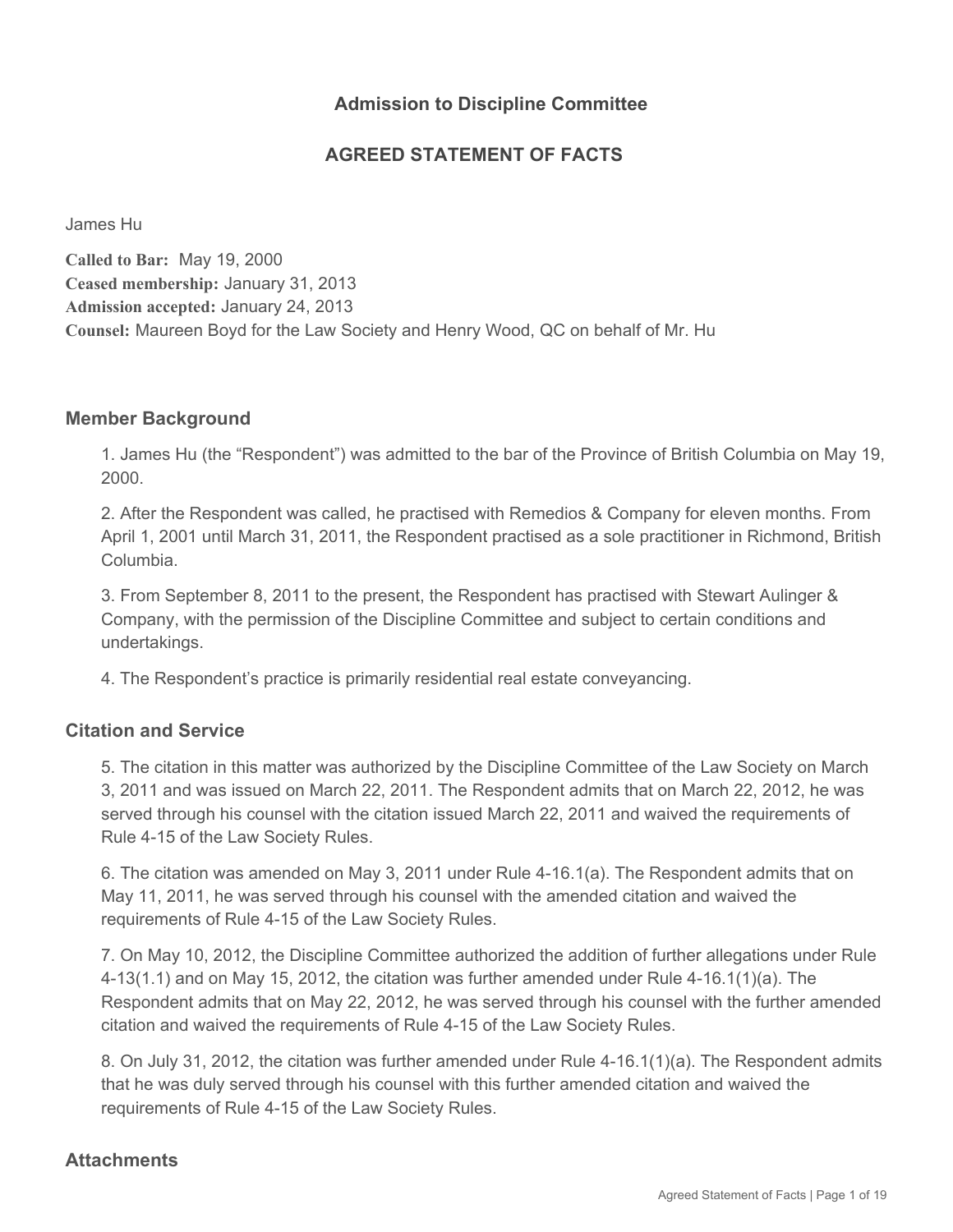## Admission to Discipline Committee

## AGREED STATEMENT OF FACTS

James Hu

**Called to Bar:** May 19, 2000
**Ceased membership:** January 31, 2013
**Admission accepted:** January 24, 2013
**Counsel:** Maureen Boyd for the Law Society and Henry Wood, QC on behalf of Mr. Hu

### Member Background

1. James Hu (the "Respondent") was admitted to the bar of the Province of British Columbia on May 19, 2000.

2. After the Respondent was called, he practised with Remedios & Company for eleven months. From April 1, 2001 until March 31, 2011, the Respondent practised as a sole practitioner in Richmond, British Columbia.

3. From September 8, 2011 to the present, the Respondent has practised with Stewart Aulinger & Company, with the permission of the Discipline Committee and subject to certain conditions and undertakings.

4. The Respondent's practice is primarily residential real estate conveyancing.

### Citation and Service

5. The citation in this matter was authorized by the Discipline Committee of the Law Society on March 3, 2011 and was issued on March 22, 2011. The Respondent admits that on March 22, 2012, he was served through his counsel with the citation issued March 22, 2011 and waived the requirements of Rule 4-15 of the Law Society Rules.

6. The citation was amended on May 3, 2011 under Rule 4-16.1(a). The Respondent admits that on May 11, 2011, he was served through his counsel with the amended citation and waived the requirements of Rule 4-15 of the Law Society Rules.

7. On May 10, 2012, the Discipline Committee authorized the addition of further allegations under Rule 4-13(1.1) and on May 15, 2012, the citation was further amended under Rule 4-16.1(1)(a). The Respondent admits that on May 22, 2012, he was served through his counsel with the further amended citation and waived the requirements of Rule 4-15 of the Law Society Rules.

8. On July 31, 2012, the citation was further amended under Rule 4-16.1(1)(a). The Respondent admits that he was duly served through his counsel with this further amended citation and waived the requirements of Rule 4-15 of the Law Society Rules.

### Attachments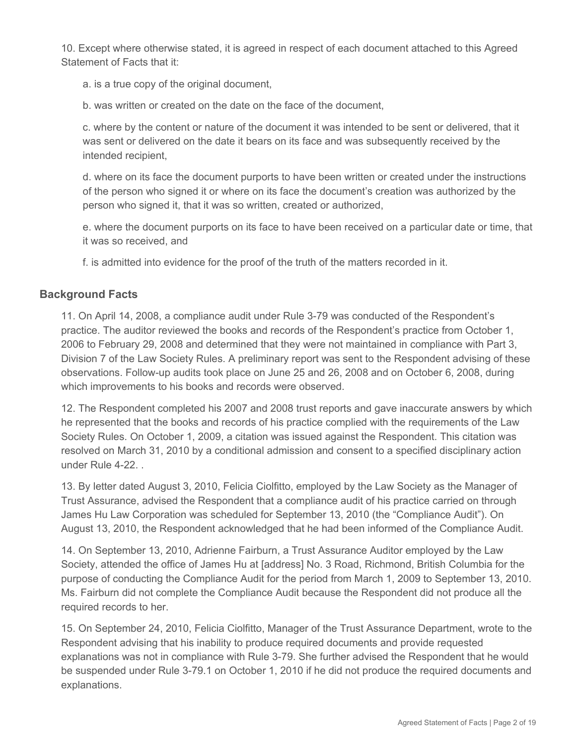10. Except where otherwise stated, it is agreed in respect of each document attached to this Agreed Statement of Facts that it:

a. is a true copy of the original document,

b. was written or created on the date on the face of the document,

c. where by the content or nature of the document it was intended to be sent or delivered, that it was sent or delivered on the date it bears on its face and was subsequently received by the intended recipient,

d. where on its face the document purports to have been written or created under the instructions of the person who signed it or where on its face the document's creation was authorized by the person who signed it, that it was so written, created or authorized,

e. where the document purports on its face to have been received on a particular date or time, that it was so received, and

f. is admitted into evidence for the proof of the truth of the matters recorded in it.

## Background Facts

11. On April 14, 2008, a compliance audit under Rule 3-79 was conducted of the Respondent's practice. The auditor reviewed the books and records of the Respondent's practice from October 1, 2006 to February 29, 2008 and determined that they were not maintained in compliance with Part 3, Division 7 of the Law Society Rules. A preliminary report was sent to the Respondent advising of these observations. Follow-up audits took place on June 25 and 26, 2008 and on October 6, 2008, during which improvements to his books and records were observed.

12. The Respondent completed his 2007 and 2008 trust reports and gave inaccurate answers by which he represented that the books and records of his practice complied with the requirements of the Law Society Rules. On October 1, 2009, a citation was issued against the Respondent. This citation was resolved on March 31, 2010 by a conditional admission and consent to a specified disciplinary action under Rule 4-22. .

13. By letter dated August 3, 2010, Felicia Ciolfitto, employed by the Law Society as the Manager of Trust Assurance, advised the Respondent that a compliance audit of his practice carried on through James Hu Law Corporation was scheduled for September 13, 2010 (the "Compliance Audit"). On August 13, 2010, the Respondent acknowledged that he had been informed of the Compliance Audit.

14. On September 13, 2010, Adrienne Fairburn, a Trust Assurance Auditor employed by the Law Society, attended the office of James Hu at [address] No. 3 Road, Richmond, British Columbia for the purpose of conducting the Compliance Audit for the period from March 1, 2009 to September 13, 2010. Ms. Fairburn did not complete the Compliance Audit because the Respondent did not produce all the required records to her.

15. On September 24, 2010, Felicia Ciolfitto, Manager of the Trust Assurance Department, wrote to the Respondent advising that his inability to produce required documents and provide requested explanations was not in compliance with Rule 3-79. She further advised the Respondent that he would be suspended under Rule 3-79.1 on October 1, 2010 if he did not produce the required documents and explanations.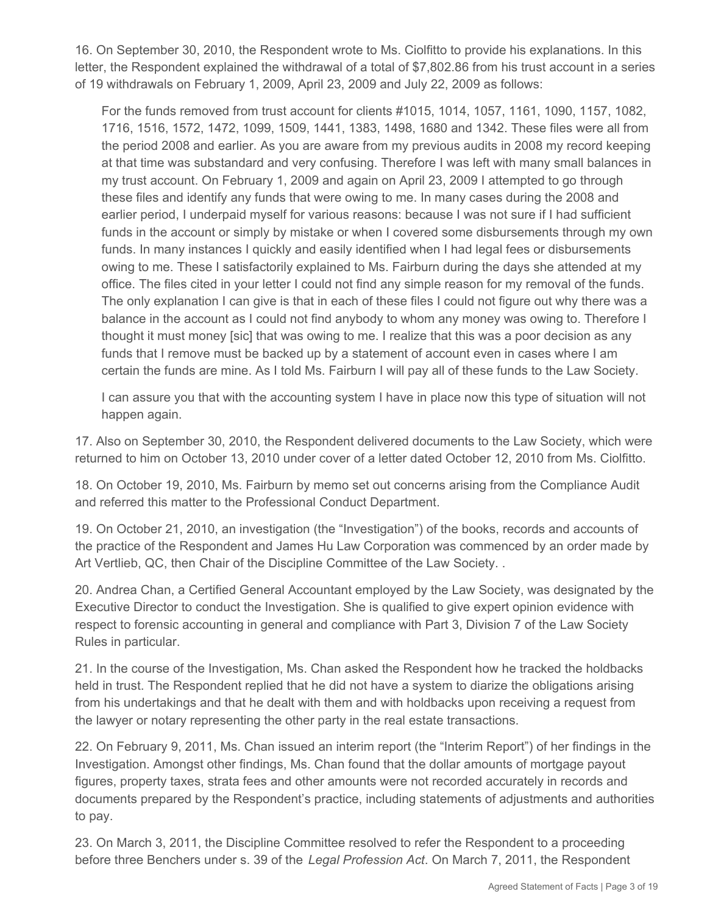16. On September 30, 2010, the Respondent wrote to Ms. Ciolfitto to provide his explanations. In this letter, the Respondent explained the withdrawal of a total of $7,802.86 from his trust account in a series of 19 withdrawals on February 1, 2009, April 23, 2009 and July 22, 2009 as follows:

> For the funds removed from trust account for clients #1015, 1014, 1057, 1161, 1090, 1157, 1082, 1716, 1516, 1572, 1472, 1099, 1509, 1441, 1383, 1498, 1680 and 1342. These files were all from the period 2008 and earlier. As you are aware from my previous audits in 2008 my record keeping at that time was substandard and very confusing. Therefore I was left with many small balances in my trust account. On February 1, 2009 and again on April 23, 2009 I attempted to go through these files and identify any funds that were owing to me. In many cases during the 2008 and earlier period, I underpaid myself for various reasons: because I was not sure if I had sufficient funds in the account or simply by mistake or when I covered some disbursements through my own funds. In many instances I quickly and easily identified when I had legal fees or disbursements owing to me. These I satisfactorily explained to Ms. Fairburn during the days she attended at my office. The files cited in your letter I could not find any simple reason for my removal of the funds. The only explanation I can give is that in each of these files I could not figure out why there was a balance in the account as I could not find anybody to whom any money was owing to. Therefore I thought it must money [sic] that was owing to me. I realize that this was a poor decision as any funds that I remove must be backed up by a statement of account even in cases where I am certain the funds are mine. As I told Ms. Fairburn I will pay all of these funds to the Law Society.
>
> I can assure you that with the accounting system I have in place now this type of situation will not happen again.

17. Also on September 30, 2010, the Respondent delivered documents to the Law Society, which were returned to him on October 13, 2010 under cover of a letter dated October 12, 2010 from Ms. Ciolfitto.

18. On October 19, 2010, Ms. Fairburn by memo set out concerns arising from the Compliance Audit and referred this matter to the Professional Conduct Department.

19. On October 21, 2010, an investigation (the "Investigation") of the books, records and accounts of the practice of the Respondent and James Hu Law Corporation was commenced by an order made by Art Vertlieb, QC, then Chair of the Discipline Committee of the Law Society. .

20. Andrea Chan, a Certified General Accountant employed by the Law Society, was designated by the Executive Director to conduct the Investigation. She is qualified to give expert opinion evidence with respect to forensic accounting in general and compliance with Part 3, Division 7 of the Law Society Rules in particular.

21. In the course of the Investigation, Ms. Chan asked the Respondent how he tracked the holdbacks held in trust. The Respondent replied that he did not have a system to diarize the obligations arising from his undertakings and that he dealt with them and with holdbacks upon receiving a request from the lawyer or notary representing the other party in the real estate transactions.

22. On February 9, 2011, Ms. Chan issued an interim report (the "Interim Report") of her findings in the Investigation. Amongst other findings, Ms. Chan found that the dollar amounts of mortgage payout figures, property taxes, strata fees and other amounts were not recorded accurately in records and documents prepared by the Respondent's practice, including statements of adjustments and authorities to pay.

23. On March 3, 2011, the Discipline Committee resolved to refer the Respondent to a proceeding before three Benchers under s. 39 of the *Legal Profession Act*. On March 7, 2011, the Respondent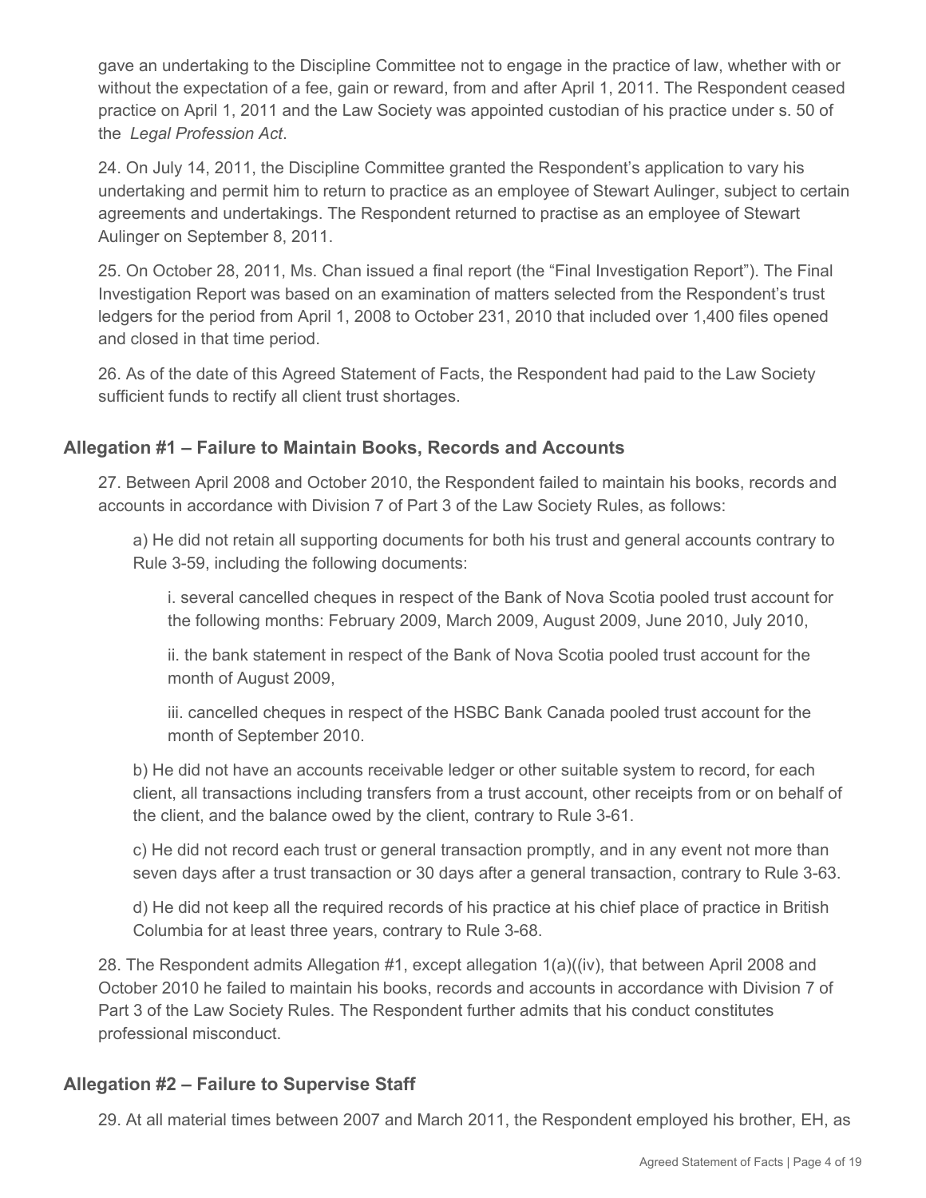gave an undertaking to the Discipline Committee not to engage in the practice of law, whether with or without the expectation of a fee, gain or reward, from and after April 1, 2011. The Respondent ceased practice on April 1, 2011 and the Law Society was appointed custodian of his practice under s. 50 of the *Legal Profession Act*.

24. On July 14, 2011, the Discipline Committee granted the Respondent's application to vary his undertaking and permit him to return to practice as an employee of Stewart Aulinger, subject to certain agreements and undertakings. The Respondent returned to practise as an employee of Stewart Aulinger on September 8, 2011.

25. On October 28, 2011, Ms. Chan issued a final report (the "Final Investigation Report"). The Final Investigation Report was based on an examination of matters selected from the Respondent's trust ledgers for the period from April 1, 2008 to October 231, 2010 that included over 1,400 files opened and closed in that time period.

26. As of the date of this Agreed Statement of Facts, the Respondent had paid to the Law Society sufficient funds to rectify all client trust shortages.

### Allegation #1 – Failure to Maintain Books, Records and Accounts

27. Between April 2008 and October 2010, the Respondent failed to maintain his books, records and accounts in accordance with Division 7 of Part 3 of the Law Society Rules, as follows:

a) He did not retain all supporting documents for both his trust and general accounts contrary to Rule 3-59, including the following documents:

i. several cancelled cheques in respect of the Bank of Nova Scotia pooled trust account for the following months: February 2009, March 2009, August 2009, June 2010, July 2010,

ii. the bank statement in respect of the Bank of Nova Scotia pooled trust account for the month of August 2009,

iii. cancelled cheques in respect of the HSBC Bank Canada pooled trust account for the month of September 2010.

b) He did not have an accounts receivable ledger or other suitable system to record, for each client, all transactions including transfers from a trust account, other receipts from or on behalf of the client, and the balance owed by the client, contrary to Rule 3-61.

c) He did not record each trust or general transaction promptly, and in any event not more than seven days after a trust transaction or 30 days after a general transaction, contrary to Rule 3-63.

d) He did not keep all the required records of his practice at his chief place of practice in British Columbia for at least three years, contrary to Rule 3-68.

28. The Respondent admits Allegation #1, except allegation 1(a)((iv), that between April 2008 and October 2010 he failed to maintain his books, records and accounts in accordance with Division 7 of Part 3 of the Law Society Rules. The Respondent further admits that his conduct constitutes professional misconduct.

### Allegation #2 – Failure to Supervise Staff

29. At all material times between 2007 and March 2011, the Respondent employed his brother, EH, as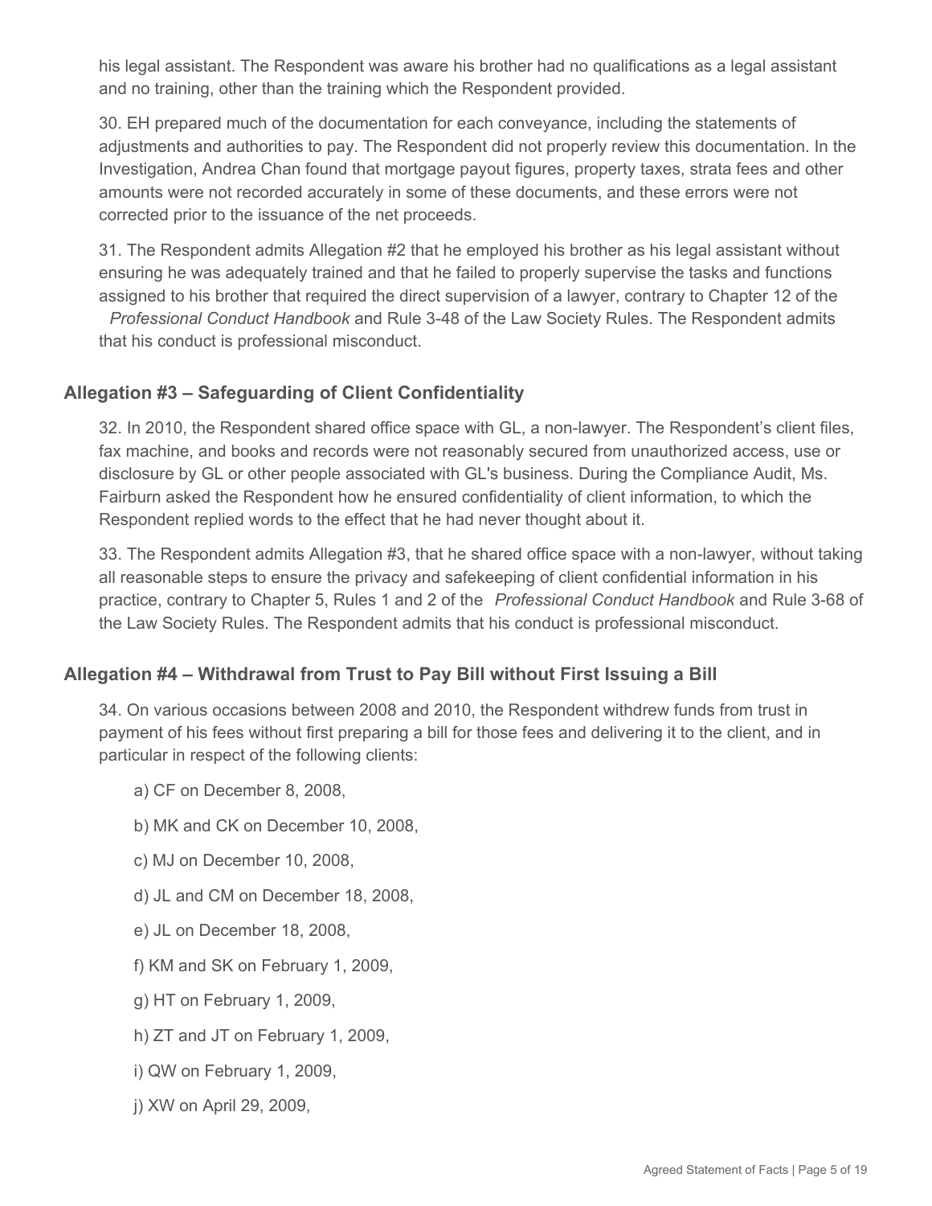his legal assistant. The Respondent was aware his brother had no qualifications as a legal assistant and no training, other than the training which the Respondent provided.

30. EH prepared much of the documentation for each conveyance, including the statements of adjustments and authorities to pay. The Respondent did not properly review this documentation. In the Investigation, Andrea Chan found that mortgage payout figures, property taxes, strata fees and other amounts were not recorded accurately in some of these documents, and these errors were not corrected prior to the issuance of the net proceeds.

31. The Respondent admits Allegation #2 that he employed his brother as his legal assistant without ensuring he was adequately trained and that he failed to properly supervise the tasks and functions assigned to his brother that required the direct supervision of a lawyer, contrary to Chapter 12 of the *Professional Conduct Handbook* and Rule 3-48 of the Law Society Rules. The Respondent admits that his conduct is professional misconduct.

### Allegation #3 – Safeguarding of Client Confidentiality

32. In 2010, the Respondent shared office space with GL, a non-lawyer. The Respondent's client files, fax machine, and books and records were not reasonably secured from unauthorized access, use or disclosure by GL or other people associated with GL's business. During the Compliance Audit, Ms. Fairburn asked the Respondent how he ensured confidentiality of client information, to which the Respondent replied words to the effect that he had never thought about it.

33. The Respondent admits Allegation #3, that he shared office space with a non-lawyer, without taking all reasonable steps to ensure the privacy and safekeeping of client confidential information in his practice, contrary to Chapter 5, Rules 1 and 2 of the *Professional Conduct Handbook* and Rule 3-68 of the Law Society Rules. The Respondent admits that his conduct is professional misconduct.

### Allegation #4 – Withdrawal from Trust to Pay Bill without First Issuing a Bill

34. On various occasions between 2008 and 2010, the Respondent withdrew funds from trust in payment of his fees without first preparing a bill for those fees and delivering it to the client, and in particular in respect of the following clients:

a) CF on December 8, 2008,

b) MK and CK on December 10, 2008,

c) MJ on December 10, 2008,

d) JL and CM on December 18, 2008,

e) JL on December 18, 2008,

f) KM and SK on February 1, 2009,

g) HT on February 1, 2009,

h) ZT and JT on February 1, 2009,

i) QW on February 1, 2009,

j) XW on April 29, 2009,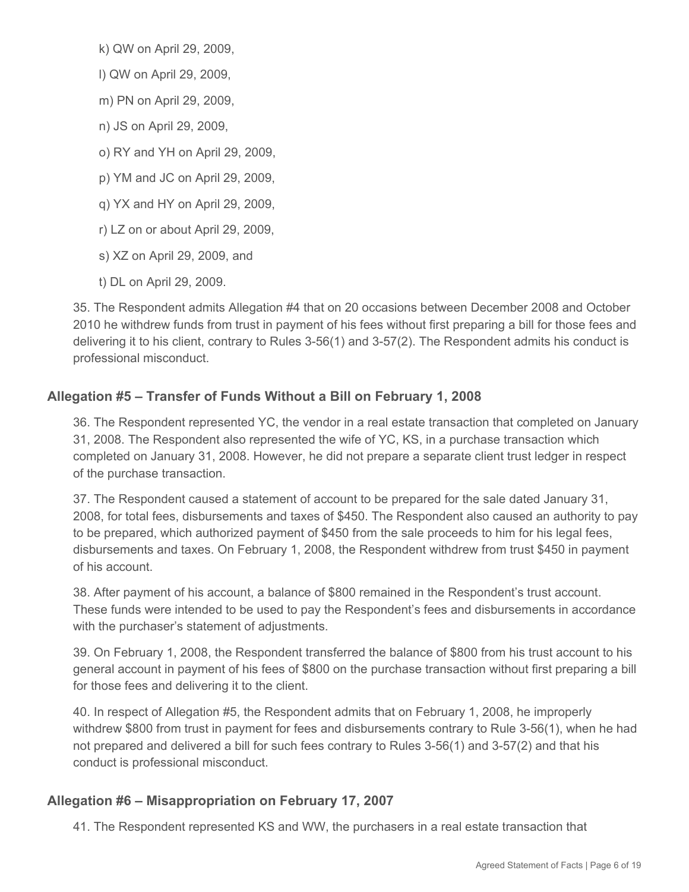k) QW on April 29, 2009,

l) QW on April 29, 2009,

m) PN on April 29, 2009,

n) JS on April 29, 2009,

o) RY and YH on April 29, 2009,

p) YM and JC on April 29, 2009,

q) YX and HY on April 29, 2009,

r) LZ on or about April 29, 2009,

s) XZ on April 29, 2009, and

t) DL on April 29, 2009.

35. The Respondent admits Allegation #4 that on 20 occasions between December 2008 and October 2010 he withdrew funds from trust in payment of his fees without first preparing a bill for those fees and delivering it to his client, contrary to Rules 3-56(1) and 3-57(2). The Respondent admits his conduct is professional misconduct.

### Allegation #5 – Transfer of Funds Without a Bill on February 1, 2008

36. The Respondent represented YC, the vendor in a real estate transaction that completed on January 31, 2008. The Respondent also represented the wife of YC, KS, in a purchase transaction which completed on January 31, 2008. However, he did not prepare a separate client trust ledger in respect of the purchase transaction.

37. The Respondent caused a statement of account to be prepared for the sale dated January 31, 2008, for total fees, disbursements and taxes of $450. The Respondent also caused an authority to pay to be prepared, which authorized payment of $450 from the sale proceeds to him for his legal fees, disbursements and taxes. On February 1, 2008, the Respondent withdrew from trust $450 in payment of his account.

38. After payment of his account, a balance of $800 remained in the Respondent's trust account. These funds were intended to be used to pay the Respondent's fees and disbursements in accordance with the purchaser's statement of adjustments.

39. On February 1, 2008, the Respondent transferred the balance of $800 from his trust account to his general account in payment of his fees of $800 on the purchase transaction without first preparing a bill for those fees and delivering it to the client.

40. In respect of Allegation #5, the Respondent admits that on February 1, 2008, he improperly withdrew $800 from trust in payment for fees and disbursements contrary to Rule 3-56(1), when he had not prepared and delivered a bill for such fees contrary to Rules 3-56(1) and 3-57(2) and that his conduct is professional misconduct.

### Allegation #6 – Misappropriation on February 17, 2007

41. The Respondent represented KS and WW, the purchasers in a real estate transaction that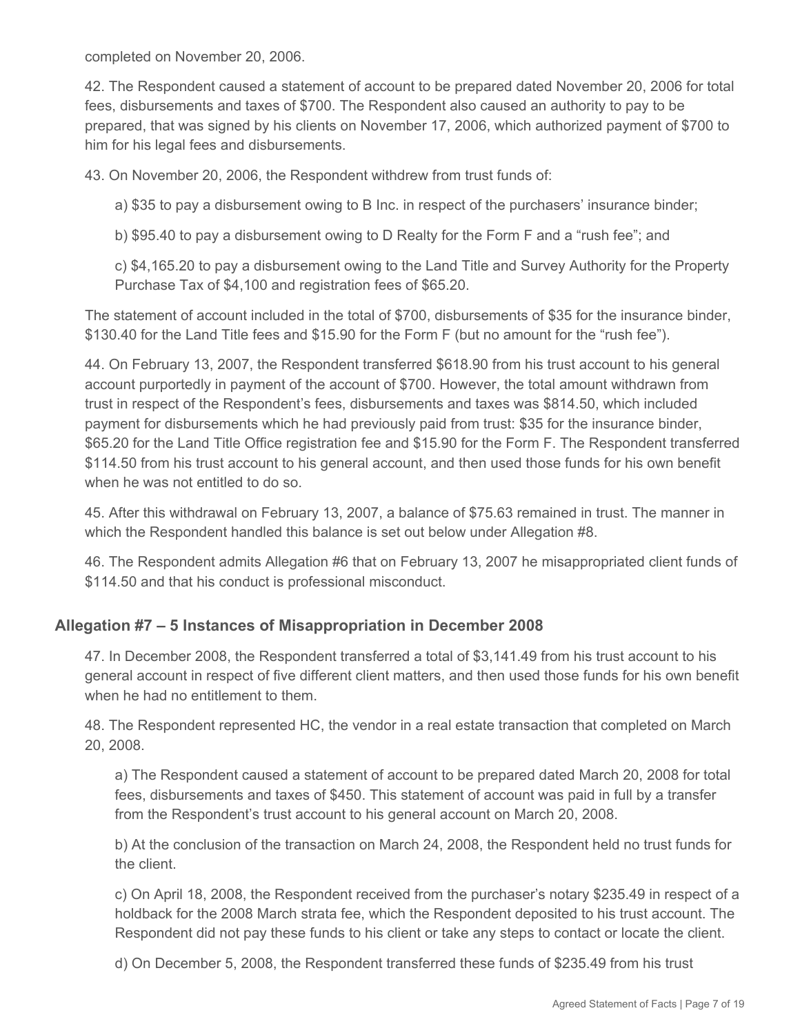completed on November 20, 2006.

42. The Respondent caused a statement of account to be prepared dated November 20, 2006 for total fees, disbursements and taxes of $700. The Respondent also caused an authority to pay to be prepared, that was signed by his clients on November 17, 2006, which authorized payment of $700 to him for his legal fees and disbursements.

43. On November 20, 2006, the Respondent withdrew from trust funds of:

> a) $35 to pay a disbursement owing to B Inc. in respect of the purchasers' insurance binder;
>
> b) $95.40 to pay a disbursement owing to D Realty for the Form F and a "rush fee"; and
>
> c) $4,165.20 to pay a disbursement owing to the Land Title and Survey Authority for the Property Purchase Tax of $4,100 and registration fees of $65.20.

The statement of account included in the total of $700, disbursements of $35 for the insurance binder, $130.40 for the Land Title fees and $15.90 for the Form F (but no amount for the "rush fee").

44. On February 13, 2007, the Respondent transferred $618.90 from his trust account to his general account purportedly in payment of the account of $700. However, the total amount withdrawn from trust in respect of the Respondent's fees, disbursements and taxes was $814.50, which included payment for disbursements which he had previously paid from trust: $35 for the insurance binder, $65.20 for the Land Title Office registration fee and $15.90 for the Form F. The Respondent transferred $114.50 from his trust account to his general account, and then used those funds for his own benefit when he was not entitled to do so.

45. After this withdrawal on February 13, 2007, a balance of $75.63 remained in trust. The manner in which the Respondent handled this balance is set out below under Allegation #8.

46. The Respondent admits Allegation #6 that on February 13, 2007 he misappropriated client funds of $114.50 and that his conduct is professional misconduct.

## Allegation #7 – 5 Instances of Misappropriation in December 2008

47. In December 2008, the Respondent transferred a total of $3,141.49 from his trust account to his general account in respect of five different client matters, and then used those funds for his own benefit when he had no entitlement to them.

48. The Respondent represented HC, the vendor in a real estate transaction that completed on March 20, 2008.

> a) The Respondent caused a statement of account to be prepared dated March 20, 2008 for total fees, disbursements and taxes of $450. This statement of account was paid in full by a transfer from the Respondent's trust account to his general account on March 20, 2008.
>
> b) At the conclusion of the transaction on March 24, 2008, the Respondent held no trust funds for the client.
>
> c) On April 18, 2008, the Respondent received from the purchaser's notary $235.49 in respect of a holdback for the 2008 March strata fee, which the Respondent deposited to his trust account. The Respondent did not pay these funds to his client or take any steps to contact or locate the client.
>
> d) On December 5, 2008, the Respondent transferred these funds of $235.49 from his trust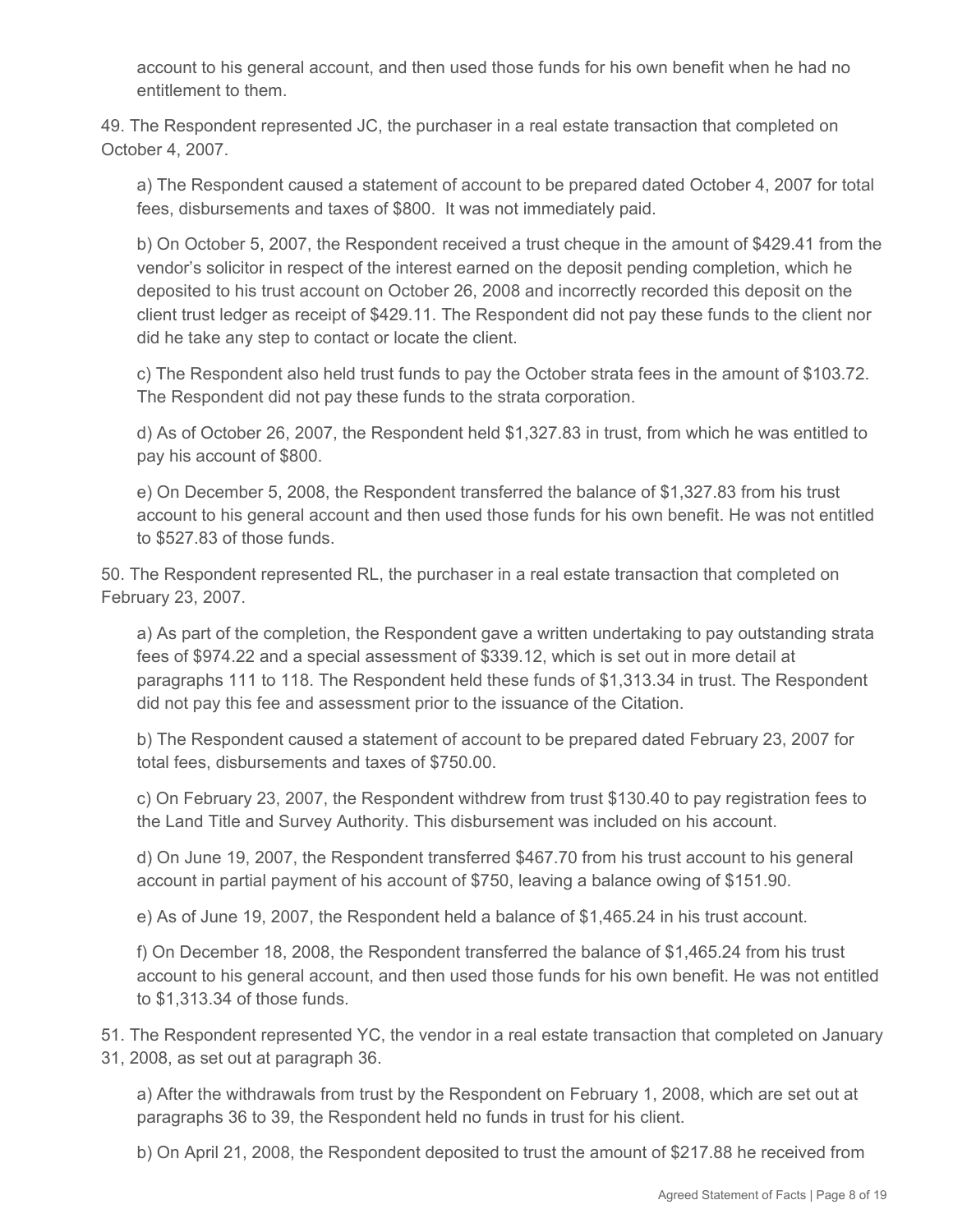account to his general account, and then used those funds for his own benefit when he had no entitlement to them.

49. The Respondent represented JC, the purchaser in a real estate transaction that completed on October 4, 2007.

a) The Respondent caused a statement of account to be prepared dated October 4, 2007 for total fees, disbursements and taxes of $800. It was not immediately paid.

b) On October 5, 2007, the Respondent received a trust cheque in the amount of $429.41 from the vendor's solicitor in respect of the interest earned on the deposit pending completion, which he deposited to his trust account on October 26, 2008 and incorrectly recorded this deposit on the client trust ledger as receipt of $429.11. The Respondent did not pay these funds to the client nor did he take any step to contact or locate the client.

c) The Respondent also held trust funds to pay the October strata fees in the amount of $103.72. The Respondent did not pay these funds to the strata corporation.

d) As of October 26, 2007, the Respondent held $1,327.83 in trust, from which he was entitled to pay his account of $800.

e) On December 5, 2008, the Respondent transferred the balance of $1,327.83 from his trust account to his general account and then used those funds for his own benefit. He was not entitled to $527.83 of those funds.

50. The Respondent represented RL, the purchaser in a real estate transaction that completed on February 23, 2007.

a) As part of the completion, the Respondent gave a written undertaking to pay outstanding strata fees of $974.22 and a special assessment of $339.12, which is set out in more detail at paragraphs 111 to 118. The Respondent held these funds of $1,313.34 in trust. The Respondent did not pay this fee and assessment prior to the issuance of the Citation.

b) The Respondent caused a statement of account to be prepared dated February 23, 2007 for total fees, disbursements and taxes of $750.00.

c) On February 23, 2007, the Respondent withdrew from trust $130.40 to pay registration fees to the Land Title and Survey Authority. This disbursement was included on his account.

d) On June 19, 2007, the Respondent transferred $467.70 from his trust account to his general account in partial payment of his account of $750, leaving a balance owing of $151.90.

e) As of June 19, 2007, the Respondent held a balance of $1,465.24 in his trust account.

f) On December 18, 2008, the Respondent transferred the balance of $1,465.24 from his trust account to his general account, and then used those funds for his own benefit. He was not entitled to $1,313.34 of those funds.

51. The Respondent represented YC, the vendor in a real estate transaction that completed on January 31, 2008, as set out at paragraph 36.

a) After the withdrawals from trust by the Respondent on February 1, 2008, which are set out at paragraphs 36 to 39, the Respondent held no funds in trust for his client.

b) On April 21, 2008, the Respondent deposited to trust the amount of $217.88 he received from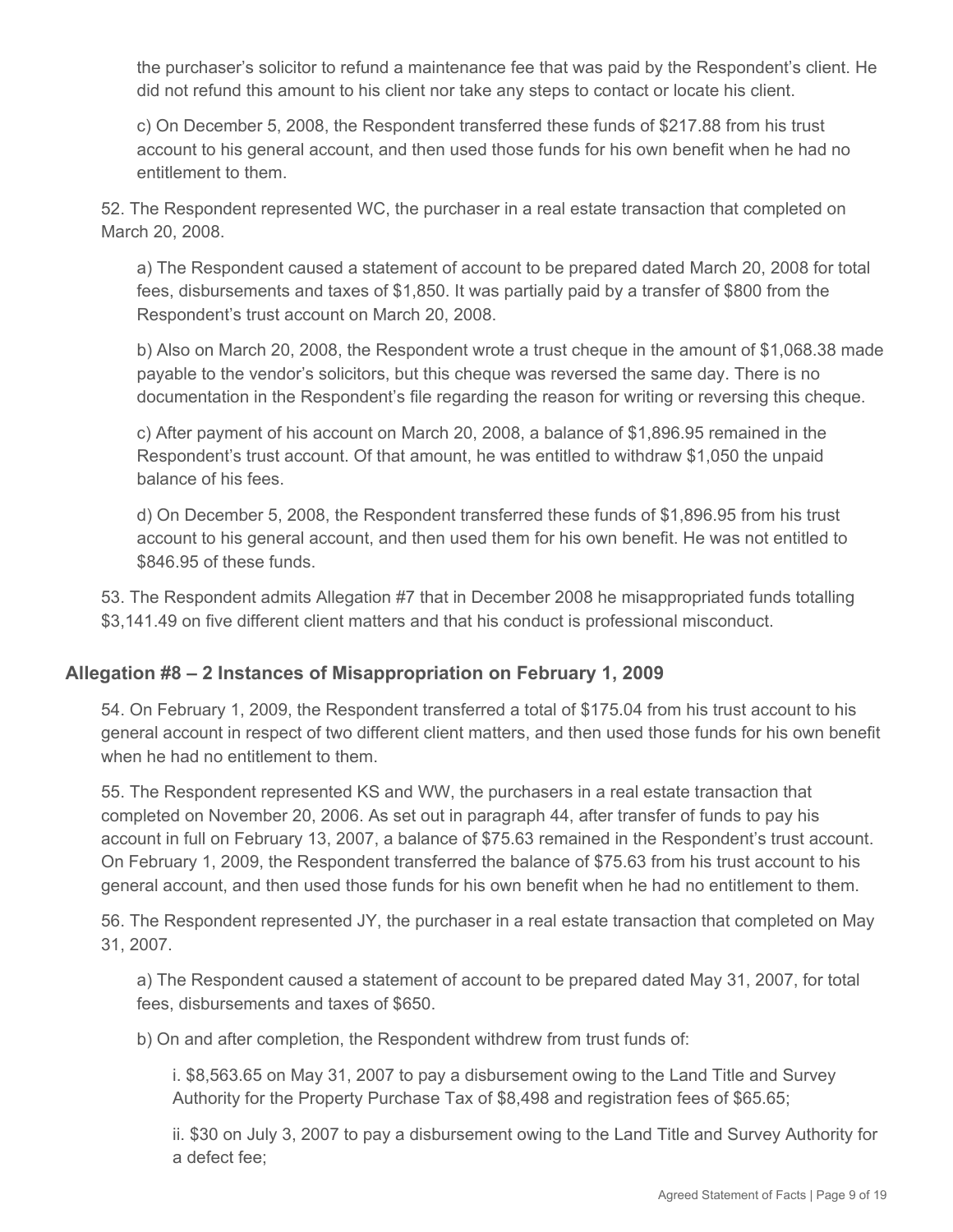the purchaser's solicitor to refund a maintenance fee that was paid by the Respondent's client. He did not refund this amount to his client nor take any steps to contact or locate his client.

c) On December 5, 2008, the Respondent transferred these funds of $217.88 from his trust account to his general account, and then used those funds for his own benefit when he had no entitlement to them.

52. The Respondent represented WC, the purchaser in a real estate transaction that completed on March 20, 2008.

a) The Respondent caused a statement of account to be prepared dated March 20, 2008 for total fees, disbursements and taxes of $1,850. It was partially paid by a transfer of $800 from the Respondent's trust account on March 20, 2008.

b) Also on March 20, 2008, the Respondent wrote a trust cheque in the amount of $1,068.38 made payable to the vendor's solicitors, but this cheque was reversed the same day. There is no documentation in the Respondent's file regarding the reason for writing or reversing this cheque.

c) After payment of his account on March 20, 2008, a balance of $1,896.95 remained in the Respondent's trust account. Of that amount, he was entitled to withdraw $1,050 the unpaid balance of his fees.

d) On December 5, 2008, the Respondent transferred these funds of $1,896.95 from his trust account to his general account, and then used them for his own benefit. He was not entitled to $846.95 of these funds.

53. The Respondent admits Allegation #7 that in December 2008 he misappropriated funds totalling $3,141.49 on five different client matters and that his conduct is professional misconduct.

## Allegation #8 – 2 Instances of Misappropriation on February 1, 2009

54. On February 1, 2009, the Respondent transferred a total of $175.04 from his trust account to his general account in respect of two different client matters, and then used those funds for his own benefit when he had no entitlement to them.

55. The Respondent represented KS and WW, the purchasers in a real estate transaction that completed on November 20, 2006. As set out in paragraph 44, after transfer of funds to pay his account in full on February 13, 2007, a balance of $75.63 remained in the Respondent's trust account. On February 1, 2009, the Respondent transferred the balance of $75.63 from his trust account to his general account, and then used those funds for his own benefit when he had no entitlement to them.

56. The Respondent represented JY, the purchaser in a real estate transaction that completed on May 31, 2007.

a) The Respondent caused a statement of account to be prepared dated May 31, 2007, for total fees, disbursements and taxes of $650.

b) On and after completion, the Respondent withdrew from trust funds of:

i. $8,563.65 on May 31, 2007 to pay a disbursement owing to the Land Title and Survey Authority for the Property Purchase Tax of $8,498 and registration fees of $65.65;

ii. $30 on July 3, 2007 to pay a disbursement owing to the Land Title and Survey Authority for a defect fee;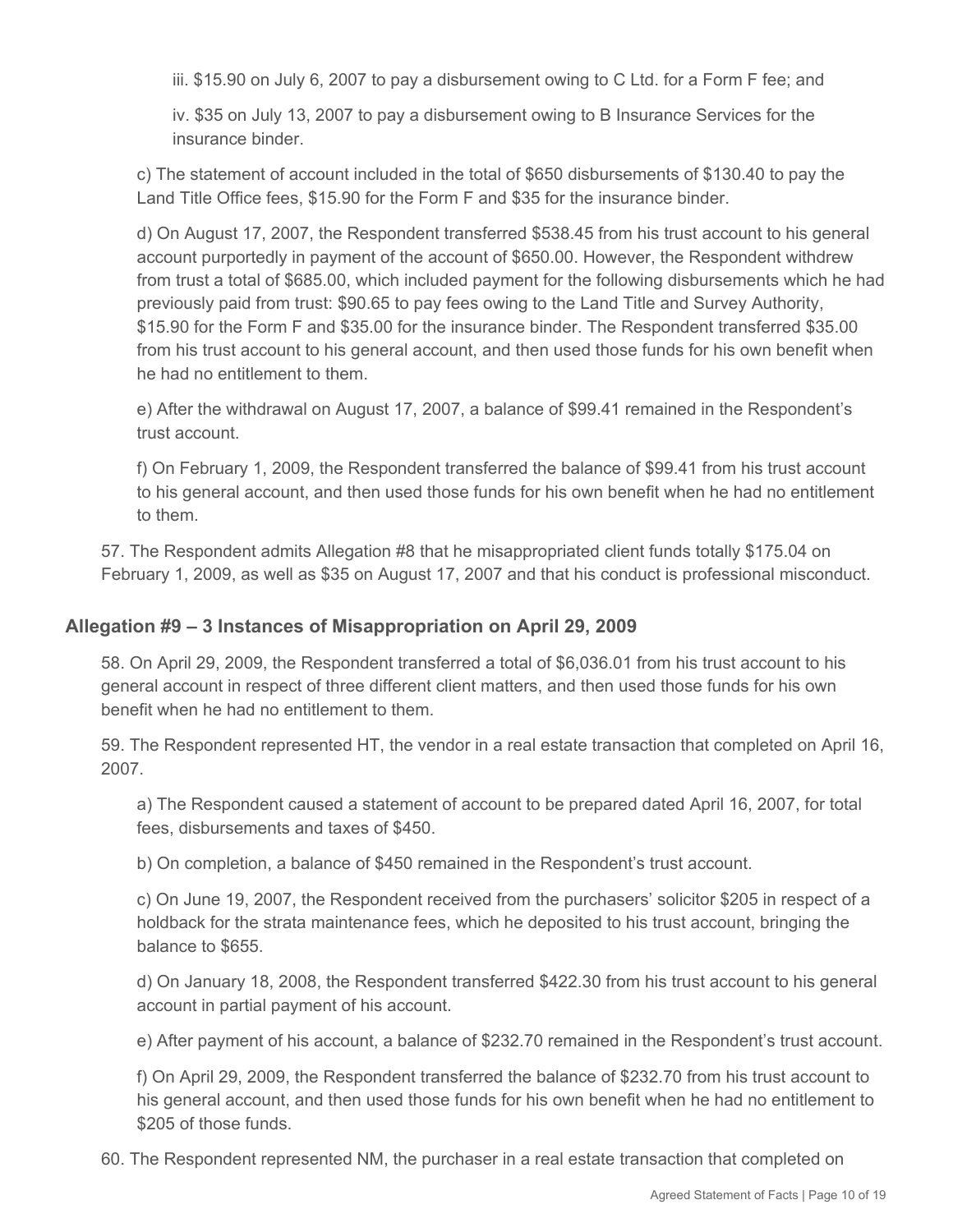iii. $15.90 on July 6, 2007 to pay a disbursement owing to C Ltd. for a Form F fee; and

iv. $35 on July 13, 2007 to pay a disbursement owing to B Insurance Services for the insurance binder.

c) The statement of account included in the total of $650 disbursements of $130.40 to pay the Land Title Office fees, $15.90 for the Form F and $35 for the insurance binder.

d) On August 17, 2007, the Respondent transferred $538.45 from his trust account to his general account purportedly in payment of the account of $650.00. However, the Respondent withdrew from trust a total of $685.00, which included payment for the following disbursements which he had previously paid from trust: $90.65 to pay fees owing to the Land Title and Survey Authority, $15.90 for the Form F and $35.00 for the insurance binder. The Respondent transferred $35.00 from his trust account to his general account, and then used those funds for his own benefit when he had no entitlement to them.

e) After the withdrawal on August 17, 2007, a balance of $99.41 remained in the Respondent's trust account.

f) On February 1, 2009, the Respondent transferred the balance of $99.41 from his trust account to his general account, and then used those funds for his own benefit when he had no entitlement to them.

57. The Respondent admits Allegation #8 that he misappropriated client funds totally $175.04 on February 1, 2009, as well as $35 on August 17, 2007 and that his conduct is professional misconduct.

## Allegation #9 – 3 Instances of Misappropriation on April 29, 2009

58. On April 29, 2009, the Respondent transferred a total of $6,036.01 from his trust account to his general account in respect of three different client matters, and then used those funds for his own benefit when he had no entitlement to them.

59. The Respondent represented HT, the vendor in a real estate transaction that completed on April 16, 2007.

a) The Respondent caused a statement of account to be prepared dated April 16, 2007, for total fees, disbursements and taxes of $450.

b) On completion, a balance of $450 remained in the Respondent's trust account.

c) On June 19, 2007, the Respondent received from the purchasers' solicitor $205 in respect of a holdback for the strata maintenance fees, which he deposited to his trust account, bringing the balance to $655.

d) On January 18, 2008, the Respondent transferred $422.30 from his trust account to his general account in partial payment of his account.

e) After payment of his account, a balance of $232.70 remained in the Respondent's trust account.

f) On April 29, 2009, the Respondent transferred the balance of $232.70 from his trust account to his general account, and then used those funds for his own benefit when he had no entitlement to $205 of those funds.

60. The Respondent represented NM, the purchaser in a real estate transaction that completed on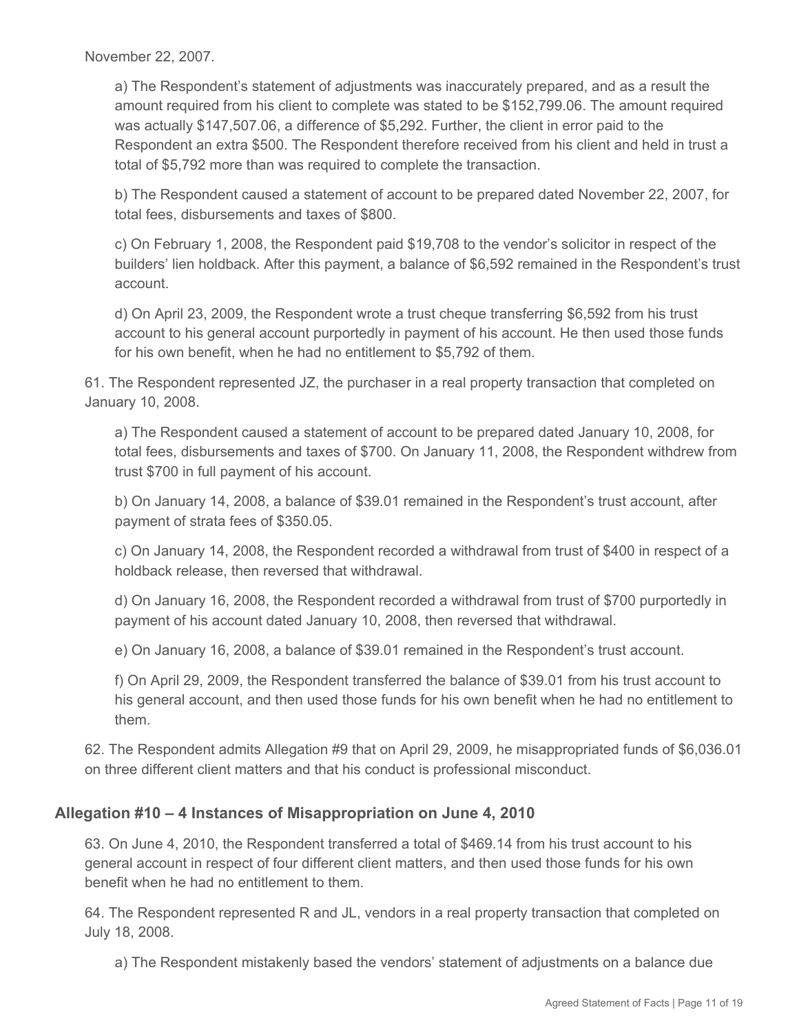November 22, 2007.

a) The Respondent's statement of adjustments was inaccurately prepared, and as a result the amount required from his client to complete was stated to be $152,799.06. The amount required was actually $147,507.06, a difference of $5,292. Further, the client in error paid to the Respondent an extra $500. The Respondent therefore received from his client and held in trust a total of $5,792 more than was required to complete the transaction.

b) The Respondent caused a statement of account to be prepared dated November 22, 2007, for total fees, disbursements and taxes of $800.

c) On February 1, 2008, the Respondent paid $19,708 to the vendor's solicitor in respect of the builders' lien holdback. After this payment, a balance of $6,592 remained in the Respondent's trust account.

d) On April 23, 2009, the Respondent wrote a trust cheque transferring $6,592 from his trust account to his general account purportedly in payment of his account. He then used those funds for his own benefit, when he had no entitlement to $5,792 of them.

61. The Respondent represented JZ, the purchaser in a real property transaction that completed on January 10, 2008.

a) The Respondent caused a statement of account to be prepared dated January 10, 2008, for total fees, disbursements and taxes of $700. On January 11, 2008, the Respondent withdrew from trust $700 in full payment of his account.

b) On January 14, 2008, a balance of $39.01 remained in the Respondent's trust account, after payment of strata fees of $350.05.

c) On January 14, 2008, the Respondent recorded a withdrawal from trust of $400 in respect of a holdback release, then reversed that withdrawal.

d) On January 16, 2008, the Respondent recorded a withdrawal from trust of $700 purportedly in payment of his account dated January 10, 2008, then reversed that withdrawal.

e) On January 16, 2008, a balance of $39.01 remained in the Respondent's trust account.

f) On April 29, 2009, the Respondent transferred the balance of $39.01 from his trust account to his general account, and then used those funds for his own benefit when he had no entitlement to them.

62. The Respondent admits Allegation #9 that on April 29, 2009, he misappropriated funds of $6,036.01 on three different client matters and that his conduct is professional misconduct.

### Allegation #10 – 4 Instances of Misappropriation on June 4, 2010

63. On June 4, 2010, the Respondent transferred a total of $469.14 from his trust account to his general account in respect of four different client matters, and then used those funds for his own benefit when he had no entitlement to them.

64. The Respondent represented R and JL, vendors in a real property transaction that completed on July 18, 2008.

a) The Respondent mistakenly based the vendors' statement of adjustments on a balance due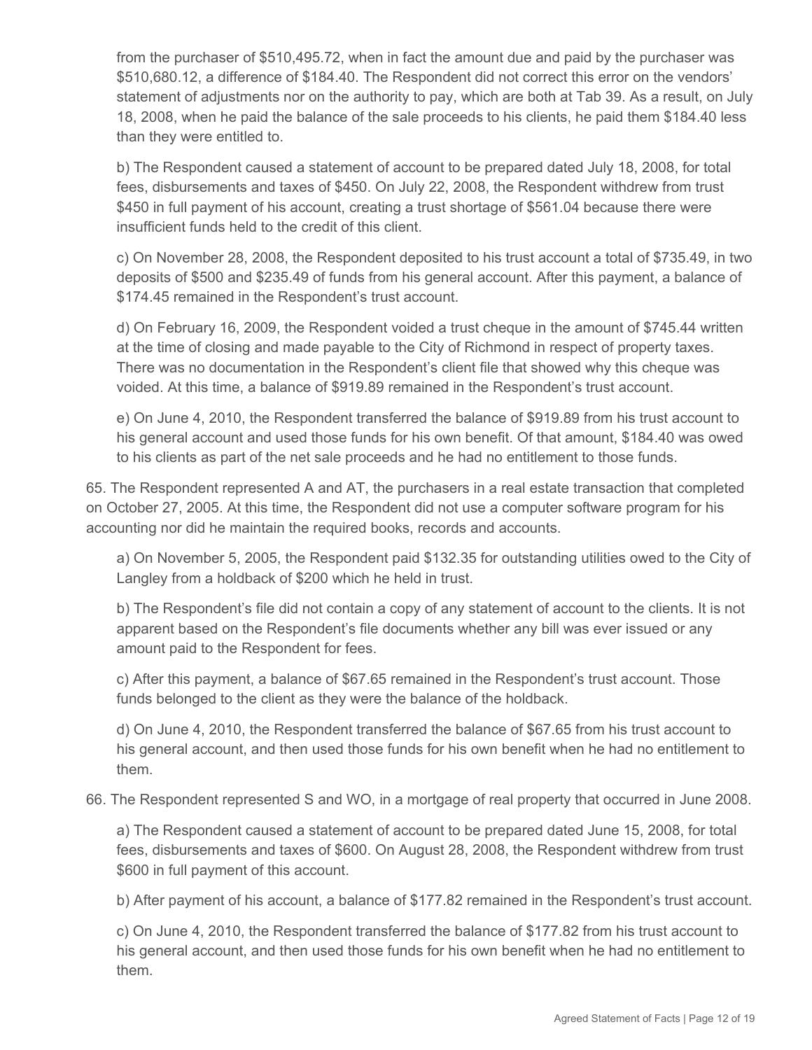from the purchaser of $510,495.72, when in fact the amount due and paid by the purchaser was $510,680.12, a difference of $184.40. The Respondent did not correct this error on the vendors' statement of adjustments nor on the authority to pay, which are both at Tab 39. As a result, on July 18, 2008, when he paid the balance of the sale proceeds to his clients, he paid them $184.40 less than they were entitled to.

b) The Respondent caused a statement of account to be prepared dated July 18, 2008, for total fees, disbursements and taxes of $450. On July 22, 2008, the Respondent withdrew from trust $450 in full payment of his account, creating a trust shortage of $561.04 because there were insufficient funds held to the credit of this client.

c) On November 28, 2008, the Respondent deposited to his trust account a total of $735.49, in two deposits of $500 and $235.49 of funds from his general account. After this payment, a balance of $174.45 remained in the Respondent's trust account.

d) On February 16, 2009, the Respondent voided a trust cheque in the amount of $745.44 written at the time of closing and made payable to the City of Richmond in respect of property taxes. There was no documentation in the Respondent's client file that showed why this cheque was voided. At this time, a balance of $919.89 remained in the Respondent's trust account.

e) On June 4, 2010, the Respondent transferred the balance of $919.89 from his trust account to his general account and used those funds for his own benefit. Of that amount, $184.40 was owed to his clients as part of the net sale proceeds and he had no entitlement to those funds.

65. The Respondent represented A and AT, the purchasers in a real estate transaction that completed on October 27, 2005. At this time, the Respondent did not use a computer software program for his accounting nor did he maintain the required books, records and accounts.

a) On November 5, 2005, the Respondent paid $132.35 for outstanding utilities owed to the City of Langley from a holdback of $200 which he held in trust.

b) The Respondent's file did not contain a copy of any statement of account to the clients. It is not apparent based on the Respondent's file documents whether any bill was ever issued or any amount paid to the Respondent for fees.

c) After this payment, a balance of $67.65 remained in the Respondent's trust account. Those funds belonged to the client as they were the balance of the holdback.

d) On June 4, 2010, the Respondent transferred the balance of $67.65 from his trust account to his general account, and then used those funds for his own benefit when he had no entitlement to them.

66. The Respondent represented S and WO, in a mortgage of real property that occurred in June 2008.

a) The Respondent caused a statement of account to be prepared dated June 15, 2008, for total fees, disbursements and taxes of $600. On August 28, 2008, the Respondent withdrew from trust $600 in full payment of this account.

b) After payment of his account, a balance of $177.82 remained in the Respondent's trust account.

c) On June 4, 2010, the Respondent transferred the balance of $177.82 from his trust account to his general account, and then used those funds for his own benefit when he had no entitlement to them.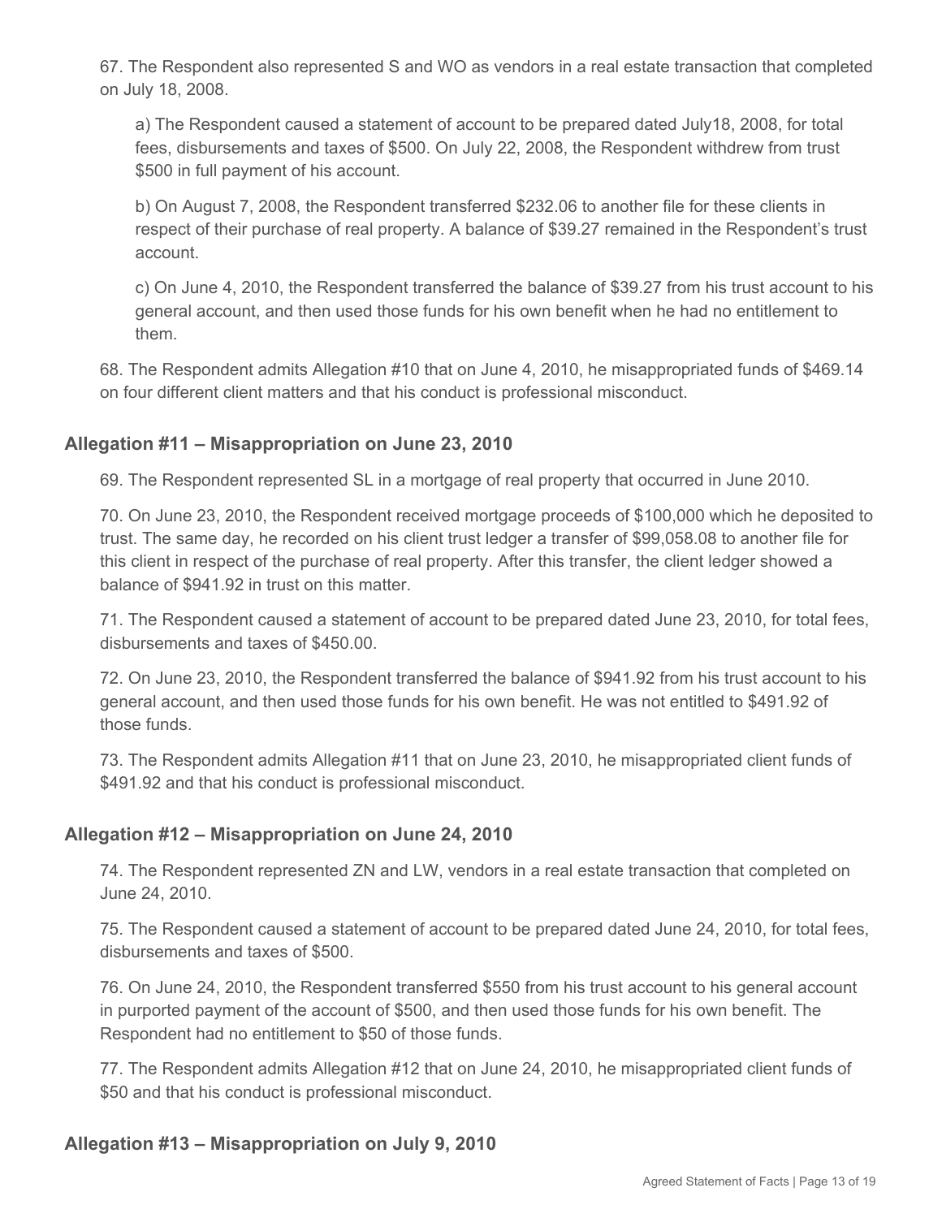67. The Respondent also represented S and WO as vendors in a real estate transaction that completed on July 18, 2008.

a) The Respondent caused a statement of account to be prepared dated July18, 2008, for total fees, disbursements and taxes of $500. On July 22, 2008, the Respondent withdrew from trust $500 in full payment of his account.

b) On August 7, 2008, the Respondent transferred $232.06 to another file for these clients in respect of their purchase of real property. A balance of $39.27 remained in the Respondent's trust account.

c) On June 4, 2010, the Respondent transferred the balance of $39.27 from his trust account to his general account, and then used those funds for his own benefit when he had no entitlement to them.

68. The Respondent admits Allegation #10 that on June 4, 2010, he misappropriated funds of $469.14 on four different client matters and that his conduct is professional misconduct.

## Allegation #11 – Misappropriation on June 23, 2010

69. The Respondent represented SL in a mortgage of real property that occurred in June 2010.

70. On June 23, 2010, the Respondent received mortgage proceeds of $100,000 which he deposited to trust. The same day, he recorded on his client trust ledger a transfer of $99,058.08 to another file for this client in respect of the purchase of real property. After this transfer, the client ledger showed a balance of $941.92 in trust on this matter.

71. The Respondent caused a statement of account to be prepared dated June 23, 2010, for total fees, disbursements and taxes of $450.00.

72. On June 23, 2010, the Respondent transferred the balance of $941.92 from his trust account to his general account, and then used those funds for his own benefit. He was not entitled to $491.92 of those funds.

73. The Respondent admits Allegation #11 that on June 23, 2010, he misappropriated client funds of $491.92 and that his conduct is professional misconduct.

## Allegation #12 – Misappropriation on June 24, 2010

74. The Respondent represented ZN and LW, vendors in a real estate transaction that completed on June 24, 2010.

75. The Respondent caused a statement of account to be prepared dated June 24, 2010, for total fees, disbursements and taxes of $500.

76. On June 24, 2010, the Respondent transferred $550 from his trust account to his general account in purported payment of the account of $500, and then used those funds for his own benefit. The Respondent had no entitlement to $50 of those funds.

77. The Respondent admits Allegation #12 that on June 24, 2010, he misappropriated client funds of $50 and that his conduct is professional misconduct.

## Allegation #13 – Misappropriation on July 9, 2010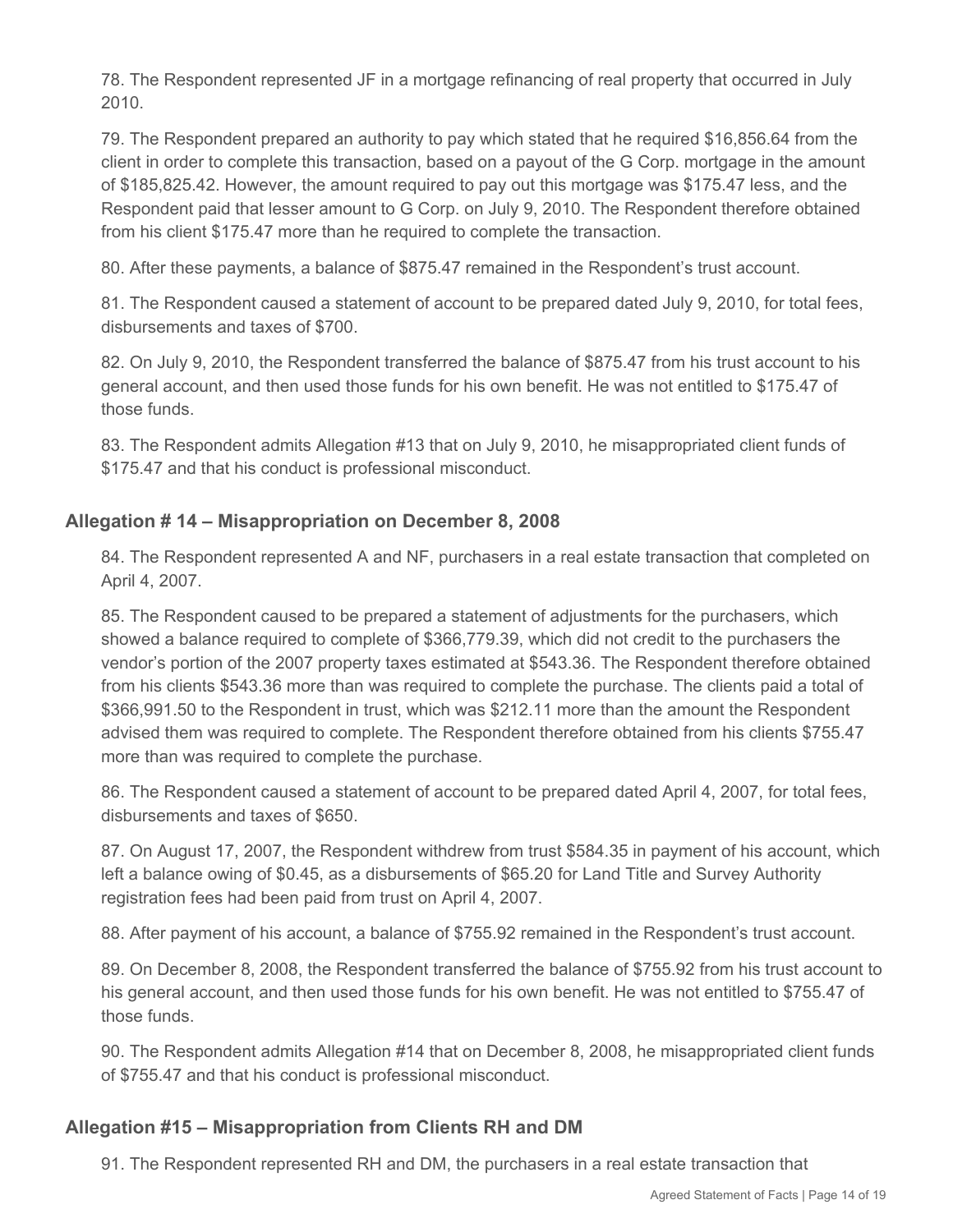78. The Respondent represented JF in a mortgage refinancing of real property that occurred in July 2010.

79. The Respondent prepared an authority to pay which stated that he required $16,856.64 from the client in order to complete this transaction, based on a payout of the G Corp. mortgage in the amount of $185,825.42. However, the amount required to pay out this mortgage was $175.47 less, and the Respondent paid that lesser amount to G Corp. on July 9, 2010. The Respondent therefore obtained from his client $175.47 more than he required to complete the transaction.

80. After these payments, a balance of $875.47 remained in the Respondent's trust account.

81. The Respondent caused a statement of account to be prepared dated July 9, 2010, for total fees, disbursements and taxes of $700.

82. On July 9, 2010, the Respondent transferred the balance of $875.47 from his trust account to his general account, and then used those funds for his own benefit. He was not entitled to $175.47 of those funds.

83. The Respondent admits Allegation #13 that on July 9, 2010, he misappropriated client funds of $175.47 and that his conduct is professional misconduct.

### Allegation # 14 – Misappropriation on December 8, 2008

84. The Respondent represented A and NF, purchasers in a real estate transaction that completed on April 4, 2007.

85. The Respondent caused to be prepared a statement of adjustments for the purchasers, which showed a balance required to complete of $366,779.39, which did not credit to the purchasers the vendor's portion of the 2007 property taxes estimated at $543.36. The Respondent therefore obtained from his clients $543.36 more than was required to complete the purchase. The clients paid a total of $366,991.50 to the Respondent in trust, which was $212.11 more than the amount the Respondent advised them was required to complete. The Respondent therefore obtained from his clients $755.47 more than was required to complete the purchase.

86. The Respondent caused a statement of account to be prepared dated April 4, 2007, for total fees, disbursements and taxes of $650.

87. On August 17, 2007, the Respondent withdrew from trust $584.35 in payment of his account, which left a balance owing of $0.45, as a disbursements of $65.20 for Land Title and Survey Authority registration fees had been paid from trust on April 4, 2007.

88. After payment of his account, a balance of $755.92 remained in the Respondent's trust account.

89. On December 8, 2008, the Respondent transferred the balance of $755.92 from his trust account to his general account, and then used those funds for his own benefit. He was not entitled to $755.47 of those funds.

90. The Respondent admits Allegation #14 that on December 8, 2008, he misappropriated client funds of $755.47 and that his conduct is professional misconduct.

### Allegation #15 – Misappropriation from Clients RH and DM

91. The Respondent represented RH and DM, the purchasers in a real estate transaction that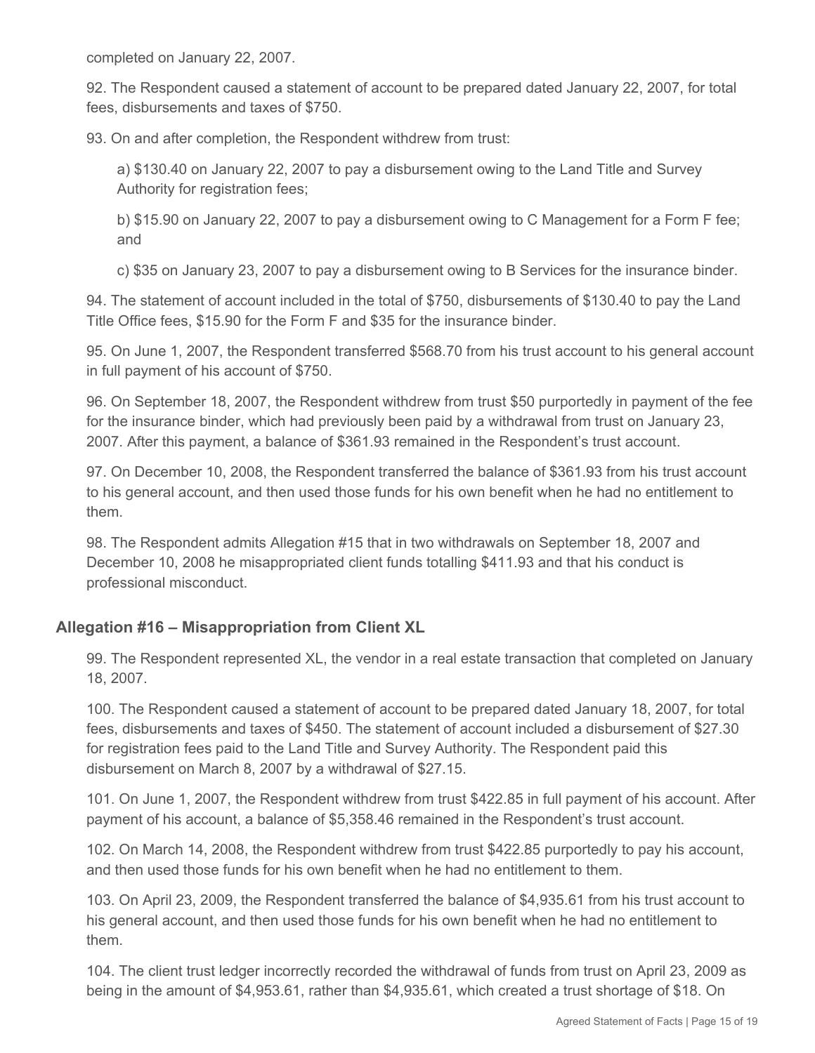completed on January 22, 2007.

92. The Respondent caused a statement of account to be prepared dated January 22, 2007, for total fees, disbursements and taxes of $750.

93. On and after completion, the Respondent withdrew from trust:

> a) $130.40 on January 22, 2007 to pay a disbursement owing to the Land Title and Survey Authority for registration fees;
>
> b) $15.90 on January 22, 2007 to pay a disbursement owing to C Management for a Form F fee; and
>
> c) $35 on January 23, 2007 to pay a disbursement owing to B Services for the insurance binder.

94. The statement of account included in the total of $750, disbursements of $130.40 to pay the Land Title Office fees, $15.90 for the Form F and $35 for the insurance binder.

95. On June 1, 2007, the Respondent transferred $568.70 from his trust account to his general account in full payment of his account of $750.

96. On September 18, 2007, the Respondent withdrew from trust $50 purportedly in payment of the fee for the insurance binder, which had previously been paid by a withdrawal from trust on January 23, 2007. After this payment, a balance of $361.93 remained in the Respondent's trust account.

97. On December 10, 2008, the Respondent transferred the balance of $361.93 from his trust account to his general account, and then used those funds for his own benefit when he had no entitlement to them.

98. The Respondent admits Allegation #15 that in two withdrawals on September 18, 2007 and December 10, 2008 he misappropriated client funds totalling $411.93 and that his conduct is professional misconduct.

### Allegation #16 – Misappropriation from Client XL

99. The Respondent represented XL, the vendor in a real estate transaction that completed on January 18, 2007.

100. The Respondent caused a statement of account to be prepared dated January 18, 2007, for total fees, disbursements and taxes of $450. The statement of account included a disbursement of $27.30 for registration fees paid to the Land Title and Survey Authority. The Respondent paid this disbursement on March 8, 2007 by a withdrawal of $27.15.

101. On June 1, 2007, the Respondent withdrew from trust $422.85 in full payment of his account. After payment of his account, a balance of $5,358.46 remained in the Respondent's trust account.

102. On March 14, 2008, the Respondent withdrew from trust $422.85 purportedly to pay his account, and then used those funds for his own benefit when he had no entitlement to them.

103. On April 23, 2009, the Respondent transferred the balance of $4,935.61 from his trust account to his general account, and then used those funds for his own benefit when he had no entitlement to them.

104. The client trust ledger incorrectly recorded the withdrawal of funds from trust on April 23, 2009 as being in the amount of $4,953.61, rather than $4,935.61, which created a trust shortage of $18. On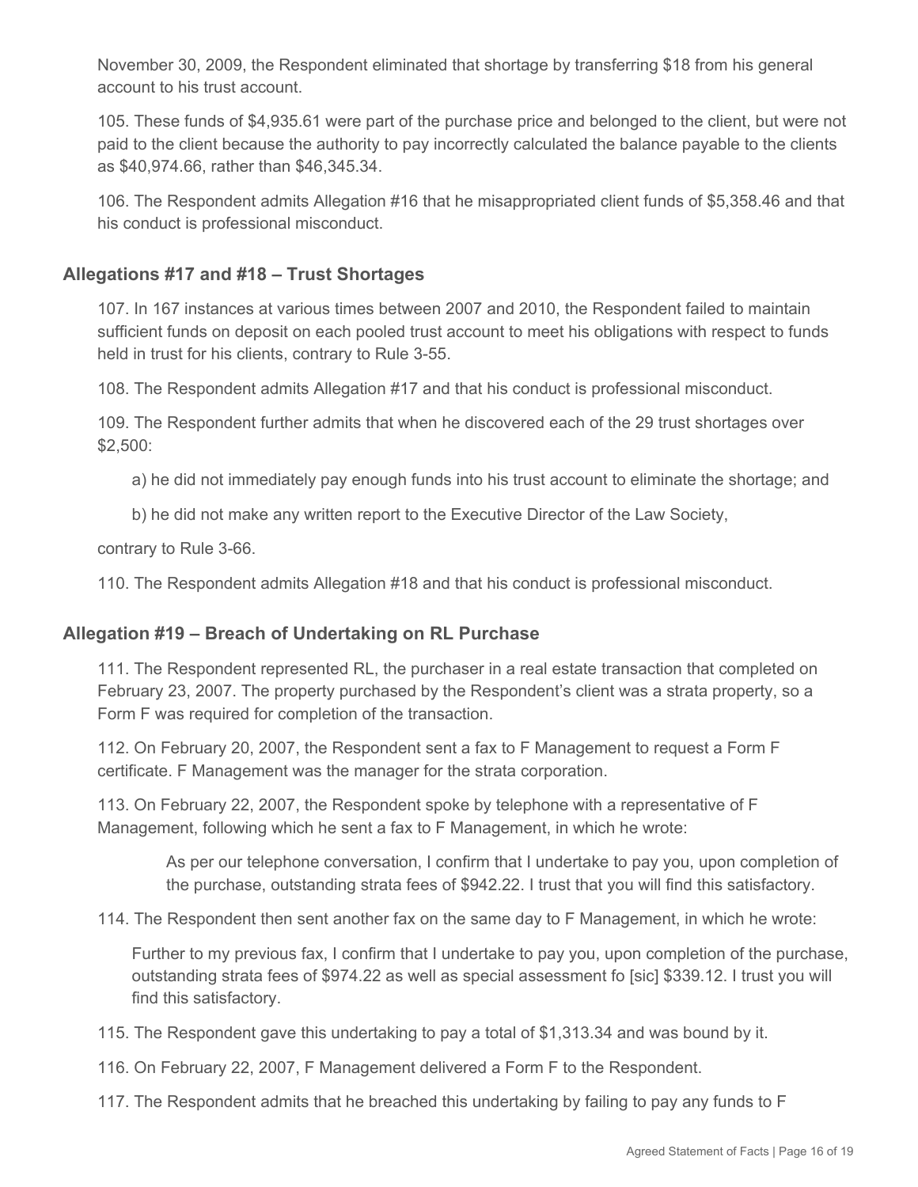November 30, 2009, the Respondent eliminated that shortage by transferring $18 from his general account to his trust account.

105. These funds of $4,935.61 were part of the purchase price and belonged to the client, but were not paid to the client because the authority to pay incorrectly calculated the balance payable to the clients as $40,974.66, rather than $46,345.34.

106. The Respondent admits Allegation #16 that he misappropriated client funds of $5,358.46 and that his conduct is professional misconduct.

## Allegations #17 and #18 – Trust Shortages

107. In 167 instances at various times between 2007 and 2010, the Respondent failed to maintain sufficient funds on deposit on each pooled trust account to meet his obligations with respect to funds held in trust for his clients, contrary to Rule 3-55.

108. The Respondent admits Allegation #17 and that his conduct is professional misconduct.

109. The Respondent further admits that when he discovered each of the 29 trust shortages over $2,500:

a) he did not immediately pay enough funds into his trust account to eliminate the shortage; and

b) he did not make any written report to the Executive Director of the Law Society,

contrary to Rule 3-66.

110. The Respondent admits Allegation #18 and that his conduct is professional misconduct.

## Allegation #19 – Breach of Undertaking on RL Purchase

111. The Respondent represented RL, the purchaser in a real estate transaction that completed on February 23, 2007. The property purchased by the Respondent's client was a strata property, so a Form F was required for completion of the transaction.

112. On February 20, 2007, the Respondent sent a fax to F Management to request a Form F certificate. F Management was the manager for the strata corporation.

113. On February 22, 2007, the Respondent spoke by telephone with a representative of F Management, following which he sent a fax to F Management, in which he wrote:

> As per our telephone conversation, I confirm that I undertake to pay you, upon completion of the purchase, outstanding strata fees of $942.22. I trust that you will find this satisfactory.

114. The Respondent then sent another fax on the same day to F Management, in which he wrote:

> Further to my previous fax, I confirm that I undertake to pay you, upon completion of the purchase, outstanding strata fees of $974.22 as well as special assessment fo [sic] $339.12. I trust you will find this satisfactory.

115. The Respondent gave this undertaking to pay a total of $1,313.34 and was bound by it.

116. On February 22, 2007, F Management delivered a Form F to the Respondent.

117. The Respondent admits that he breached this undertaking by failing to pay any funds to F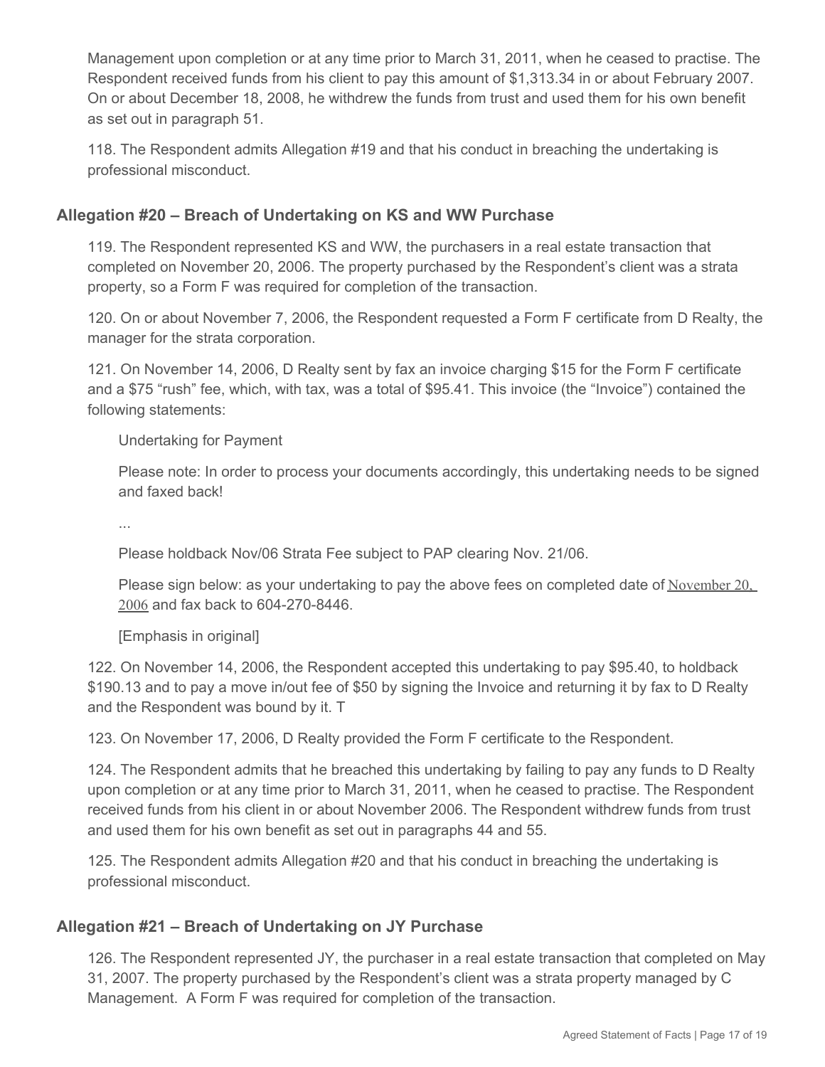Management upon completion or at any time prior to March 31, 2011, when he ceased to practise. The Respondent received funds from his client to pay this amount of $1,313.34 in or about February 2007. On or about December 18, 2008, he withdrew the funds from trust and used them for his own benefit as set out in paragraph 51.

118. The Respondent admits Allegation #19 and that his conduct in breaching the undertaking is professional misconduct.

### Allegation #20 – Breach of Undertaking on KS and WW Purchase

119. The Respondent represented KS and WW, the purchasers in a real estate transaction that completed on November 20, 2006. The property purchased by the Respondent's client was a strata property, so a Form F was required for completion of the transaction.

120. On or about November 7, 2006, the Respondent requested a Form F certificate from D Realty, the manager for the strata corporation.

121. On November 14, 2006, D Realty sent by fax an invoice charging $15 for the Form F certificate and a $75 "rush" fee, which, with tax, was a total of $95.41. This invoice (the "Invoice") contained the following statements:

> Undertaking for Payment
>
> Please note: In order to process your documents accordingly, this undertaking needs to be signed and faxed back!
>
> ...
>
> Please holdback Nov/06 Strata Fee subject to PAP clearing Nov. 21/06.
>
> Please sign below: as your undertaking to pay the above fees on completed date of November 20, 2006 and fax back to 604-270-8446.
>
> [Emphasis in original]

122. On November 14, 2006, the Respondent accepted this undertaking to pay $95.40, to holdback $190.13 and to pay a move in/out fee of $50 by signing the Invoice and returning it by fax to D Realty and the Respondent was bound by it. T

123. On November 17, 2006, D Realty provided the Form F certificate to the Respondent.

124. The Respondent admits that he breached this undertaking by failing to pay any funds to D Realty upon completion or at any time prior to March 31, 2011, when he ceased to practise. The Respondent received funds from his client in or about November 2006. The Respondent withdrew funds from trust and used them for his own benefit as set out in paragraphs 44 and 55.

125. The Respondent admits Allegation #20 and that his conduct in breaching the undertaking is professional misconduct.

### Allegation #21 – Breach of Undertaking on JY Purchase

126. The Respondent represented JY, the purchaser in a real estate transaction that completed on May 31, 2007. The property purchased by the Respondent's client was a strata property managed by C Management. A Form F was required for completion of the transaction.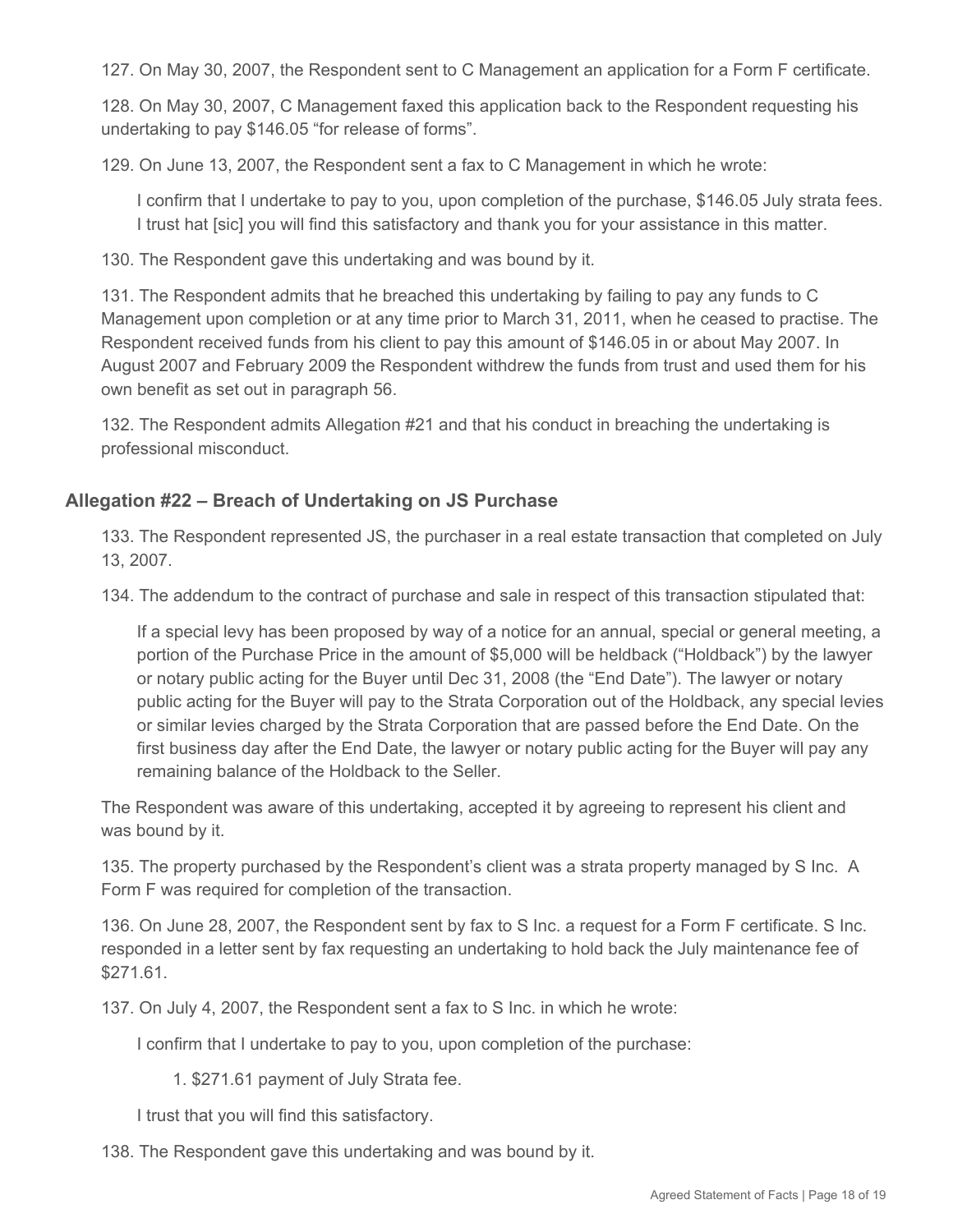127. On May 30, 2007, the Respondent sent to C Management an application for a Form F certificate.

128. On May 30, 2007, C Management faxed this application back to the Respondent requesting his undertaking to pay $146.05 "for release of forms".

129. On June 13, 2007, the Respondent sent a fax to C Management in which he wrote:

> I confirm that I undertake to pay to you, upon completion of the purchase, $146.05 July strata fees. I trust hat [sic] you will find this satisfactory and thank you for your assistance in this matter.

130. The Respondent gave this undertaking and was bound by it.

131. The Respondent admits that he breached this undertaking by failing to pay any funds to C Management upon completion or at any time prior to March 31, 2011, when he ceased to practise. The Respondent received funds from his client to pay this amount of $146.05 in or about May 2007. In August 2007 and February 2009 the Respondent withdrew the funds from trust and used them for his own benefit as set out in paragraph 56.

132. The Respondent admits Allegation #21 and that his conduct in breaching the undertaking is professional misconduct.

## Allegation #22 – Breach of Undertaking on JS Purchase

133. The Respondent represented JS, the purchaser in a real estate transaction that completed on July 13, 2007.

134. The addendum to the contract of purchase and sale in respect of this transaction stipulated that:

> If a special levy has been proposed by way of a notice for an annual, special or general meeting, a portion of the Purchase Price in the amount of $5,000 will be heldback ("Holdback") by the lawyer or notary public acting for the Buyer until Dec 31, 2008 (the "End Date"). The lawyer or notary public acting for the Buyer will pay to the Strata Corporation out of the Holdback, any special levies or similar levies charged by the Strata Corporation that are passed before the End Date. On the first business day after the End Date, the lawyer or notary public acting for the Buyer will pay any remaining balance of the Holdback to the Seller.

The Respondent was aware of this undertaking, accepted it by agreeing to represent his client and was bound by it.

135. The property purchased by the Respondent's client was a strata property managed by S Inc. A Form F was required for completion of the transaction.

136. On June 28, 2007, the Respondent sent by fax to S Inc. a request for a Form F certificate. S Inc. responded in a letter sent by fax requesting an undertaking to hold back the July maintenance fee of $271.61.

137. On July 4, 2007, the Respondent sent a fax to S Inc. in which he wrote:

> I confirm that I undertake to pay to you, upon completion of the purchase:
>
> 1. $271.61 payment of July Strata fee.
>
> I trust that you will find this satisfactory.

138. The Respondent gave this undertaking and was bound by it.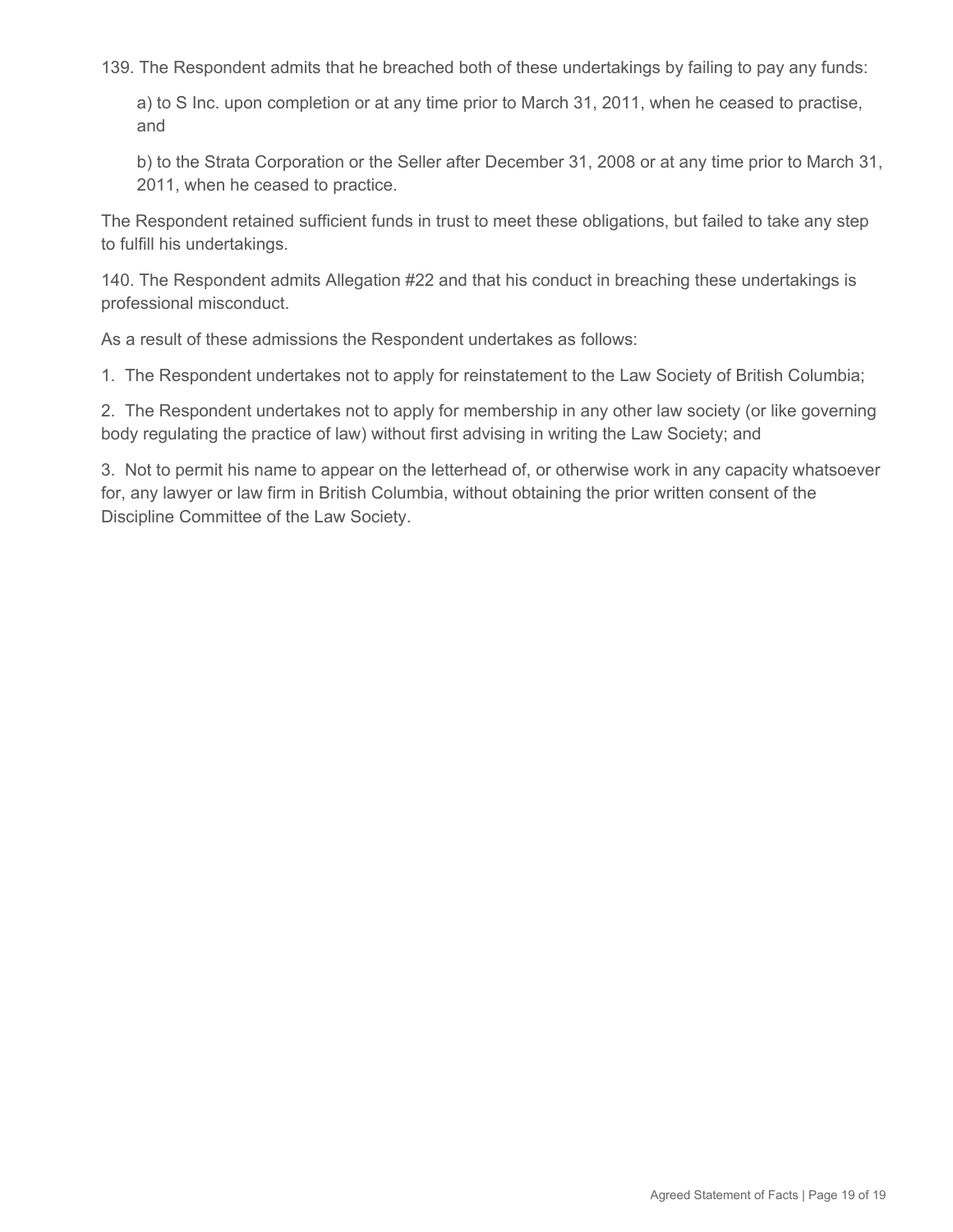139. The Respondent admits that he breached both of these undertakings by failing to pay any funds:

a) to S Inc. upon completion or at any time prior to March 31, 2011, when he ceased to practise, and

b) to the Strata Corporation or the Seller after December 31, 2008 or at any time prior to March 31, 2011, when he ceased to practice.

The Respondent retained sufficient funds in trust to meet these obligations, but failed to take any step to fulfill his undertakings.

140. The Respondent admits Allegation #22 and that his conduct in breaching these undertakings is professional misconduct.

As a result of these admissions the Respondent undertakes as follows:

1. The Respondent undertakes not to apply for reinstatement to the Law Society of British Columbia;

2. The Respondent undertakes not to apply for membership in any other law society (or like governing body regulating the practice of law) without first advising in writing the Law Society; and

3. Not to permit his name to appear on the letterhead of, or otherwise work in any capacity whatsoever for, any lawyer or law firm in British Columbia, without obtaining the prior written consent of the Discipline Committee of the Law Society.